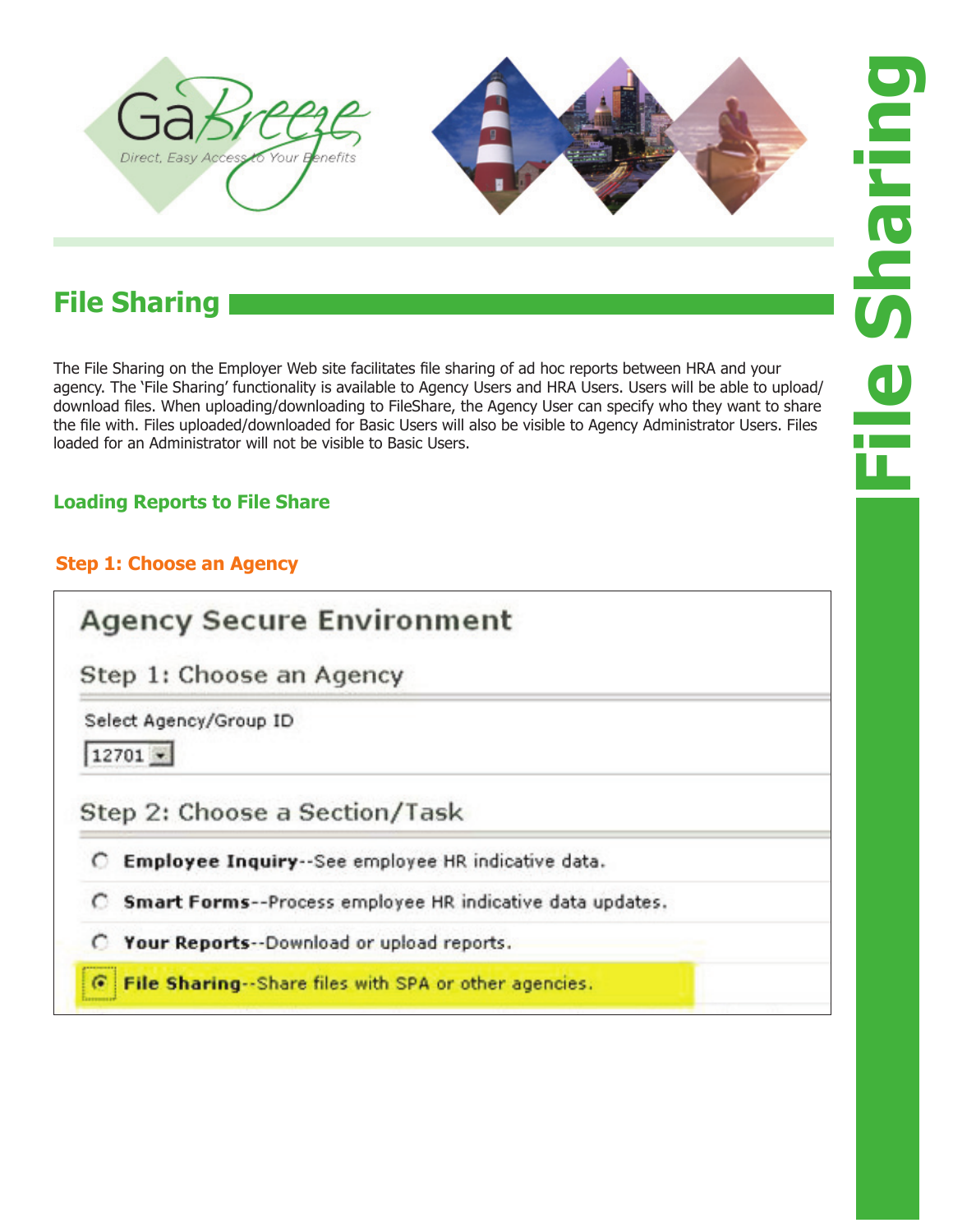## File Sharing

The File Sharing on the Employer Web site facilitates file sharing of ad hoc reports between HRA and your agency. The 'File Sharing' functionality is available to Agency Users and HRA Users. Users will be able to upload/download files. When uploading/downloading to FileShare, the Agency User can specify who they want to share the file with. Files uploaded/downloaded for Basic Users will also be visible to Agency Administrator Users. Files loaded for an Administrator will not be visible to Basic Users.

### Loading Reports to File Share

#### Step 1: Choose an Agency

**Agency Secure Environment**

Step 1: Choose an Agency

Select Agency/Group ID

12701

Step 2: Choose a Section/Task

- **Employee Inquiry**--See employee HR indicative data.
- **Smart Forms**--Process employee HR indicative data updates.
- **Your Reports**--Download or upload reports.
- **File Sharing**--Share files with SPA or other agencies.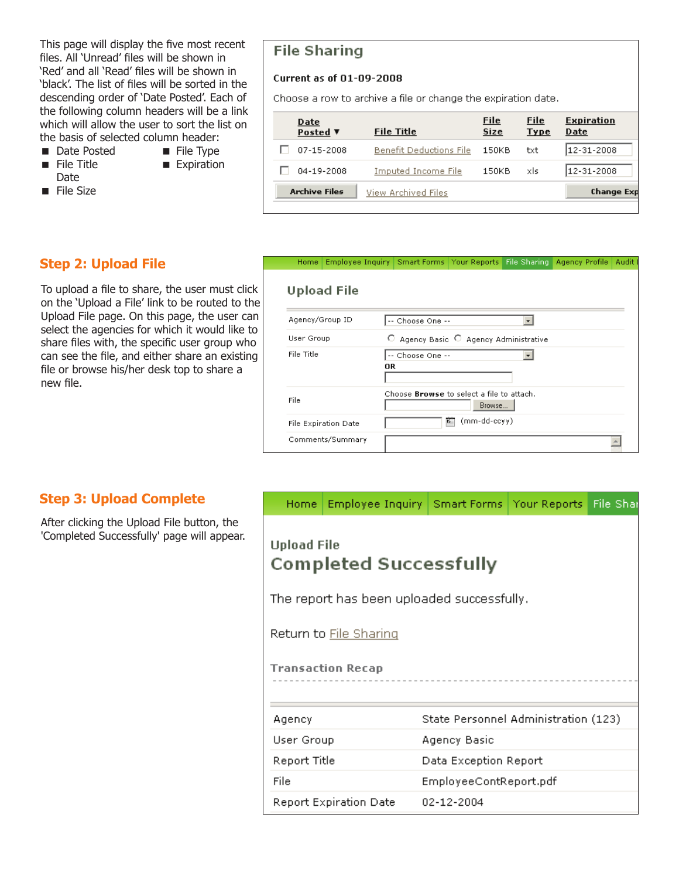This page will display the five most recent files. All 'Unread' files will be shown in 'Red' and all 'Read' files will be shown in 'black'. The list of files will be sorted in the descending order of 'Date Posted'. Each of the following column headers will be a link which will allow the user to sort the list on the basis of selected column header:

- Date Posted
- File Title
- File Type
- Expiration Date
- File Size

## File Sharing

**Current as of 01-09-2008**

Choose a row to archive a file or change the expiration date.

| | Date Posted ▼ | File Title | File Size | File Type | Expiration Date |
|---|---|---|---|---|---|
| ☐ | 07-15-2008 | Benefit Deductions File | 150KB | txt | 12-31-2008 |
| ☐ | 04-19-2008 | Imputed Income File | 150KB | xls | 12-31-2008 |

Archive Files | View Archived Files | Change Exp

## Step 2: Upload File

To upload a file to share, the user must click on the 'Upload a File' link to be routed to the Upload File page. On this page, the user can select the agencies for which it would like to share files with, the specific user group who can see the file, and either share an existing file or browse his/her desk top to share a new file.

Home | Employee Inquiry | Smart Forms | Your Reports | File Sharing | Agency Profile | Audit

### Upload File

| | |
|---|---|
| Agency/Group ID | -- Choose One -- |
| User Group | ○ Agency Basic ○ Agency Administrative |
| File Title | -- Choose One -- **OR** |
| File | Choose **Browse** to select a file to attach. Browse... |
| File Expiration Date | (mm-dd-ccyy) |
| Comments/Summary | |

## Step 3: Upload Complete

After clicking the Upload File button, the 'Completed Successfully' page will appear.

Home | Employee Inquiry | Smart Forms | Your Reports | File Sha

### Upload File
### Completed Successfully

The report has been uploaded successfully.

Return to File Sharing

**Transaction Recap**

| | |
|---|---|
| Agency | State Personnel Administration (123) |
| User Group | Agency Basic |
| Report Title | Data Exception Report |
| File | EmployeeContReport.pdf |
| Report Expiration Date | 02-12-2004 |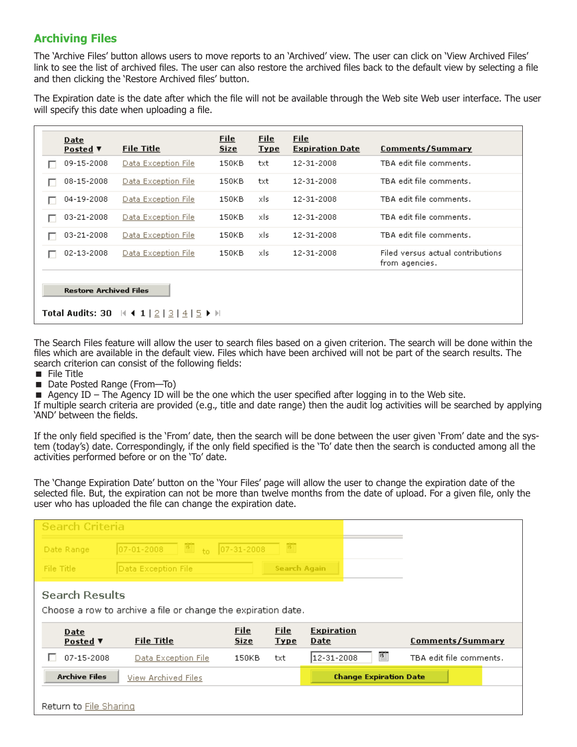## Archiving Files

The 'Archive Files' button allows users to move reports to an 'Archived' view. The user can click on 'View Archived Files' link to see the list of archived files. The user can also restore the archived files back to the default view by selecting a file and then clicking the 'Restore Archived files' button.

The Expiration date is the date after which the file will not be available through the Web site Web user interface. The user will specify this date when uploading a file.

| | Date Posted ▼ | File Title | File Size | File Type | File Expiration Date | Comments/Summary |
|---|---|---|---|---|---|---|
| ☐ | 09-15-2008 | Data Exception File | 150KB | txt | 12-31-2008 | TBA edit file comments. |
| ☐ | 08-15-2008 | Data Exception File | 150KB | txt | 12-31-2008 | TBA edit file comments. |
| ☐ | 04-19-2008 | Data Exception File | 150KB | xls | 12-31-2008 | TBA edit file comments. |
| ☐ | 03-21-2008 | Data Exception File | 150KB | xls | 12-31-2008 | TBA edit file comments. |
| ☐ | 03-21-2008 | Data Exception File | 150KB | xls | 12-31-2008 | TBA edit file comments. |
| ☐ | 02-13-2008 | Data Exception File | 150KB | xls | 12-31-2008 | Filed versus actual contributions from agencies. |

Restore Archived Files

**Total Audits: 30** ◀ **1** | 2 | 3 | 4 | 5 ▶

The Search Files feature will allow the user to search files based on a given criterion. The search will be done within the files which are available in the default view. Files which have been archived will not be part of the search results. The search criterion can consist of the following fields:

- File Title
- Date Posted Range (From—To)
- Agency ID – The Agency ID will be the one which the user specified after logging in to the Web site.

If multiple search criteria are provided (e.g., title and date range) then the audit log activities will be searched by applying 'AND' between the fields.

If the only field specified is the 'From' date, then the search will be done between the user given 'From' date and the system (today's) date. Correspondingly, if the only field specified is the 'To' date then the search is conducted among all the activities performed before or on the 'To' date.

The 'Change Expiration Date' button on the 'Your Files' page will allow the user to change the expiration date of the selected file. But, the expiration can not be more than twelve months from the date of upload. For a given file, only the user who has uploaded the file can change the expiration date.

**Search Criteria**

Date Range: 07-01-2008 to 07-31-2008

File Title: Data Exception File — Search Again

**Search Results**

Choose a row to archive a file or change the expiration date.

| | Date Posted ▼ | File Title | File Size | File Type | Expiration Date | Comments/Summary |
|---|---|---|---|---|---|---|
| ☐ | 07-15-2008 | Data Exception File | 150KB | txt | 12-31-2008 | TBA edit file comments. |

Archive Files | View Archived Files | Change Expiration Date

Return to File Sharing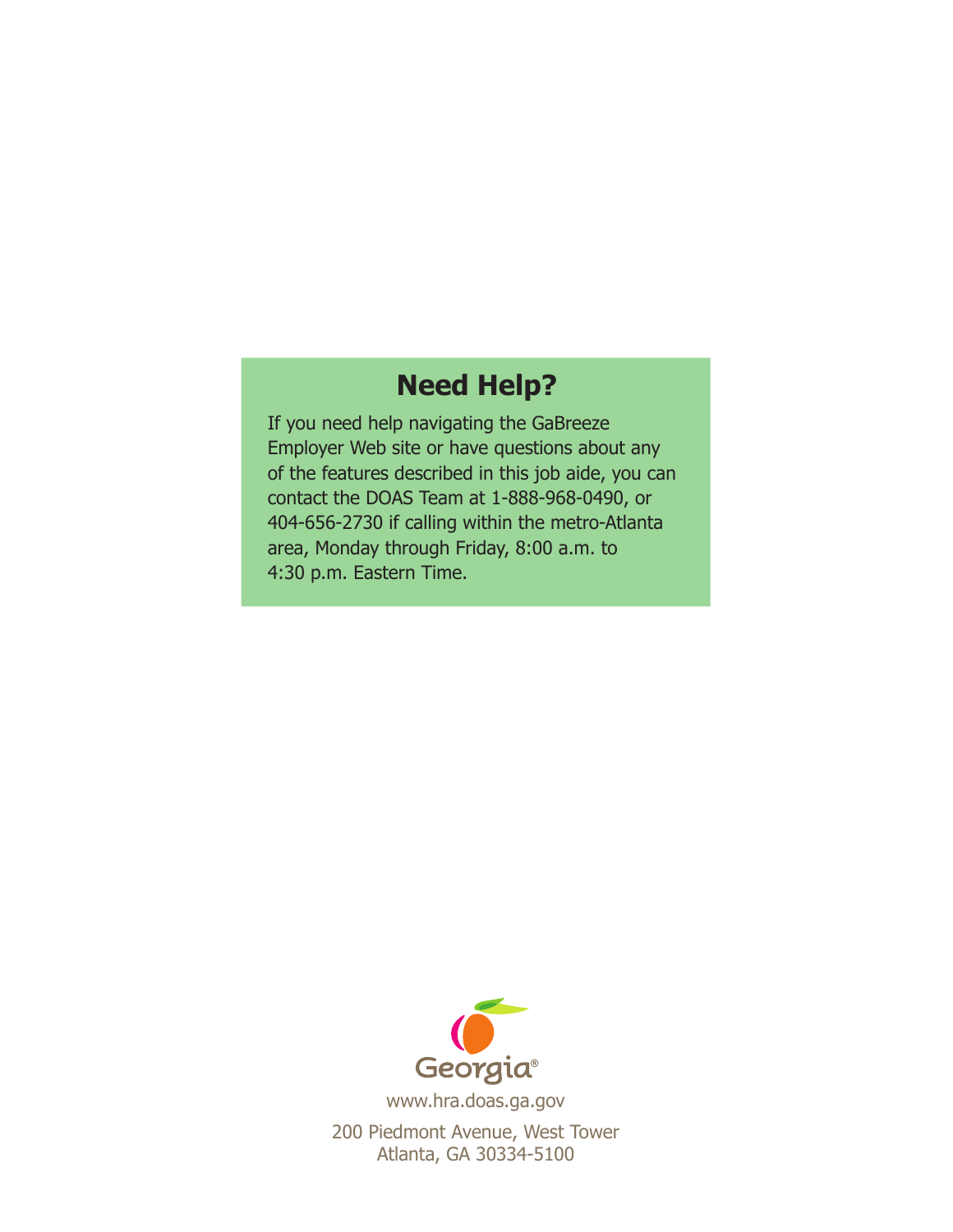## Need Help?

If you need help navigating the GaBreeze Employer Web site or have questions about any of the features described in this job aide, you can contact the DOAS Team at 1-888-968-0490, or 404-656-2730 if calling within the metro-Atlanta area, Monday through Friday, 8:00 a.m. to 4:30 p.m. Eastern Time.

Georgia®

www.hra.doas.ga.gov

200 Piedmont Avenue, West Tower
Atlanta, GA 30334-5100